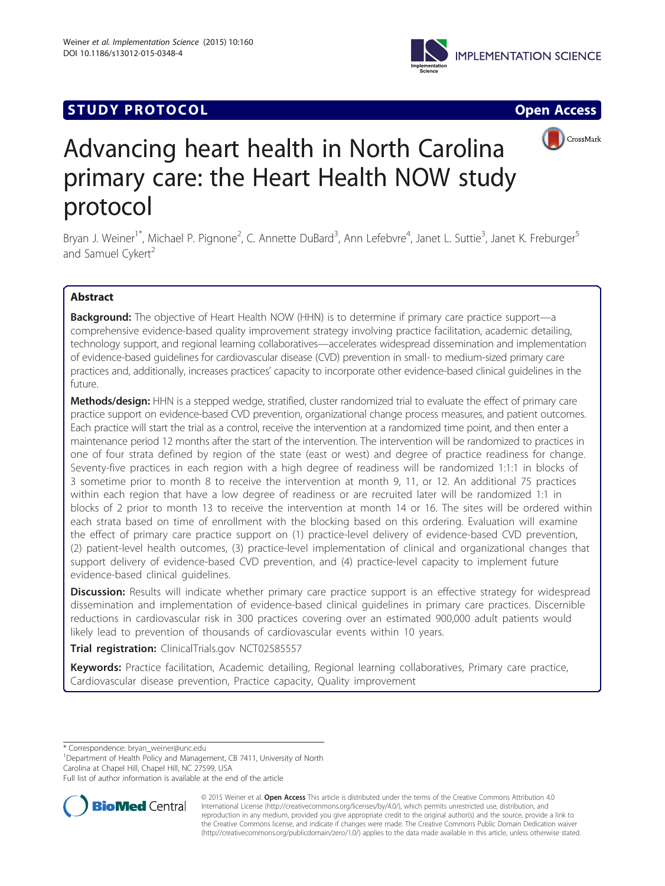STUDY PROTOCOL Open Access

# Advancing heart health in North Carolina primary care: the Heart Health NOW study protocol

Bryan J. Weiner[1*], Michael P. Pignone[2], C. Annette DuBard[3], Ann Lefebvre[4], Janet L. Suttie[3], Janet K. Freburger[5] and Samuel Cykert[2]

## Abstract

**Background:** The objective of Heart Health NOW (HHN) is to determine if primary care practice support—a comprehensive evidence-based quality improvement strategy involving practice facilitation, academic detailing, technology support, and regional learning collaboratives—accelerates widespread dissemination and implementation of evidence-based guidelines for cardiovascular disease (CVD) prevention in small- to medium-sized primary care practices and, additionally, increases practices' capacity to incorporate other evidence-based clinical guidelines in the future.

**Methods/design:** HHN is a stepped wedge, stratified, cluster randomized trial to evaluate the effect of primary care practice support on evidence-based CVD prevention, organizational change process measures, and patient outcomes. Each practice will start the trial as a control, receive the intervention at a randomized time point, and then enter a maintenance period 12 months after the start of the intervention. The intervention will be randomized to practices in one of four strata defined by region of the state (east or west) and degree of practice readiness for change. Seventy-five practices in each region with a high degree of readiness will be randomized 1:1:1 in blocks of 3 sometime prior to month 8 to receive the intervention at month 9, 11, or 12. An additional 75 practices within each region that have a low degree of readiness or are recruited later will be randomized 1:1 in blocks of 2 prior to month 13 to receive the intervention at month 14 or 16. The sites will be ordered within each strata based on time of enrollment with the blocking based on this ordering. Evaluation will examine the effect of primary care practice support on (1) practice-level delivery of evidence-based CVD prevention, (2) patient-level health outcomes, (3) practice-level implementation of clinical and organizational changes that support delivery of evidence-based CVD prevention, and (4) practice-level capacity to implement future evidence-based clinical guidelines.

**Discussion:** Results will indicate whether primary care practice support is an effective strategy for widespread dissemination and implementation of evidence-based clinical guidelines in primary care practices. Discernible reductions in cardiovascular risk in 300 practices covering over an estimated 900,000 adult patients would likely lead to prevention of thousands of cardiovascular events within 10 years.

**Trial registration:** ClinicalTrials.gov NCT02585557

**Keywords:** Practice facilitation, Academic detailing, Regional learning collaboratives, Primary care practice, Cardiovascular disease prevention, Practice capacity, Quality improvement

\* Correspondence: bryan_weiner@unc.edu

[1]Department of Health Policy and Management, CB 7411, University of North Carolina at Chapel Hill, Chapel Hill, NC 27599, USA

Full list of author information is available at the end of the article

© 2015 Weiner et al. **Open Access** This article is distributed under the terms of the Creative Commons Attribution 4.0 International License (http://creativecommons.org/licenses/by/4.0/), which permits unrestricted use, distribution, and reproduction in any medium, provided you give appropriate credit to the original author(s) and the source, provide a link to the Creative Commons license, and indicate if changes were made. The Creative Commons Public Domain Dedication waiver (http://creativecommons.org/publicdomain/zero/1.0/) applies to the data made available in this article, unless otherwise stated.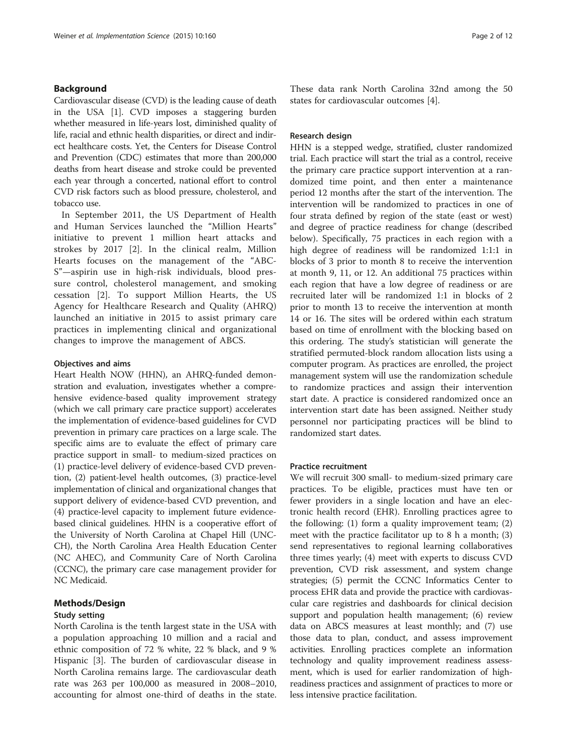## Background

Cardiovascular disease (CVD) is the leading cause of death in the USA [1]. CVD imposes a staggering burden whether measured in life-years lost, diminished quality of life, racial and ethnic health disparities, or direct and indirect healthcare costs. Yet, the Centers for Disease Control and Prevention (CDC) estimates that more than 200,000 deaths from heart disease and stroke could be prevented each year through a concerted, national effort to control CVD risk factors such as blood pressure, cholesterol, and tobacco use.

In September 2011, the US Department of Health and Human Services launched the "Million Hearts" initiative to prevent 1 million heart attacks and strokes by 2017 [2]. In the clinical realm, Million Hearts focuses on the management of the "ABC-S"—aspirin use in high-risk individuals, blood pressure control, cholesterol management, and smoking cessation [2]. To support Million Hearts, the US Agency for Healthcare Research and Quality (AHRQ) launched an initiative in 2015 to assist primary care practices in implementing clinical and organizational changes to improve the management of ABCS.

### Objectives and aims

Heart Health NOW (HHN), an AHRQ-funded demonstration and evaluation, investigates whether a comprehensive evidence-based quality improvement strategy (which we call primary care practice support) accelerates the implementation of evidence-based guidelines for CVD prevention in primary care practices on a large scale. The specific aims are to evaluate the effect of primary care practice support in small- to medium-sized practices on (1) practice-level delivery of evidence-based CVD prevention, (2) patient-level health outcomes, (3) practice-level implementation of clinical and organizational changes that support delivery of evidence-based CVD prevention, and (4) practice-level capacity to implement future evidence-based clinical guidelines. HHN is a cooperative effort of the University of North Carolina at Chapel Hill (UNC-CH), the North Carolina Area Health Education Center (NC AHEC), and Community Care of North Carolina (CCNC), the primary care case management provider for NC Medicaid.

## Methods/Design

### Study setting

North Carolina is the tenth largest state in the USA with a population approaching 10 million and a racial and ethnic composition of 72 % white, 22 % black, and 9 % Hispanic [3]. The burden of cardiovascular disease in North Carolina remains large. The cardiovascular death rate was 263 per 100,000 as measured in 2008–2010, accounting for almost one-third of deaths in the state. These data rank North Carolina 32nd among the 50 states for cardiovascular outcomes [4].

### Research design

HHN is a stepped wedge, stratified, cluster randomized trial. Each practice will start the trial as a control, receive the primary care practice support intervention at a randomized time point, and then enter a maintenance period 12 months after the start of the intervention. The intervention will be randomized to practices in one of four strata defined by region of the state (east or west) and degree of practice readiness for change (described below). Specifically, 75 practices in each region with a high degree of readiness will be randomized 1:1:1 in blocks of 3 prior to month 8 to receive the intervention at month 9, 11, or 12. An additional 75 practices within each region that have a low degree of readiness or are recruited later will be randomized 1:1 in blocks of 2 prior to month 13 to receive the intervention at month 14 or 16. The sites will be ordered within each stratum based on time of enrollment with the blocking based on this ordering. The study's statistician will generate the stratified permuted-block random allocation lists using a computer program. As practices are enrolled, the project management system will use the randomization schedule to randomize practices and assign their intervention start date. A practice is considered randomized once an intervention start date has been assigned. Neither study personnel nor participating practices will be blind to randomized start dates.

### Practice recruitment

We will recruit 300 small- to medium-sized primary care practices. To be eligible, practices must have ten or fewer providers in a single location and have an electronic health record (EHR). Enrolling practices agree to the following: (1) form a quality improvement team; (2) meet with the practice facilitator up to 8 h a month; (3) send representatives to regional learning collaboratives three times yearly; (4) meet with experts to discuss CVD prevention, CVD risk assessment, and system change strategies; (5) permit the CCNC Informatics Center to process EHR data and provide the practice with cardiovascular care registries and dashboards for clinical decision support and population health management; (6) review data on ABCS measures at least monthly; and (7) use those data to plan, conduct, and assess improvement activities. Enrolling practices complete an information technology and quality improvement readiness assessment, which is used for earlier randomization of high-readiness practices and assignment of practices to more or less intensive practice facilitation.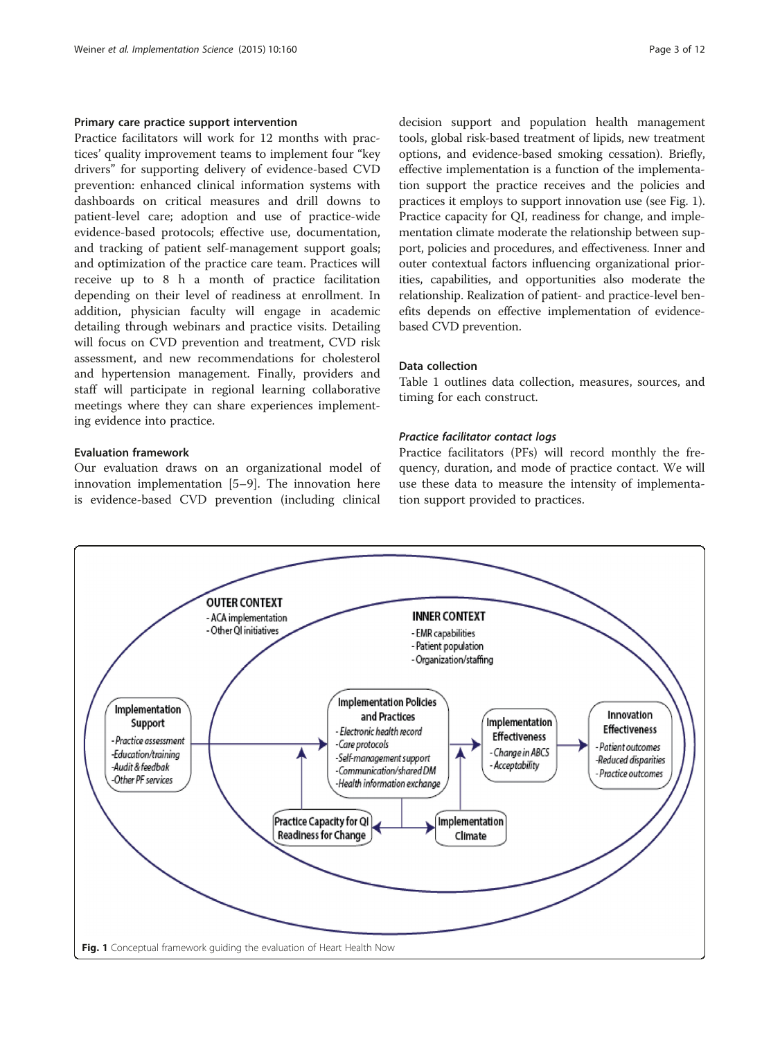#### Primary care practice support intervention

Practice facilitators will work for 12 months with practices' quality improvement teams to implement four "key drivers" for supporting delivery of evidence-based CVD prevention: enhanced clinical information systems with dashboards on critical measures and drill downs to patient-level care; adoption and use of practice-wide evidence-based protocols; effective use, documentation, and tracking of patient self-management support goals; and optimization of the practice care team. Practices will receive up to 8 h a month of practice facilitation depending on their level of readiness at enrollment. In addition, physician faculty will engage in academic detailing through webinars and practice visits. Detailing will focus on CVD prevention and treatment, CVD risk assessment, and new recommendations for cholesterol and hypertension management. Finally, providers and staff will participate in regional learning collaborative meetings where they can share experiences implementing evidence into practice.

#### Evaluation framework

Our evaluation draws on an organizational model of innovation implementation [5–9]. The innovation here is evidence-based CVD prevention (including clinical decision support and population health management tools, global risk-based treatment of lipids, new treatment options, and evidence-based smoking cessation). Briefly, effective implementation is a function of the implementation support the practice receives and the policies and practices it employs to support innovation use (see Fig. 1). Practice capacity for QI, readiness for change, and implementation climate moderate the relationship between support, policies and procedures, and effectiveness. Inner and outer contextual factors influencing organizational priorities, capabilities, and opportunities also moderate the relationship. Realization of patient- and practice-level benefits depends on effective implementation of evidence-based CVD prevention.

#### Data collection

Table 1 outlines data collection, measures, sources, and timing for each construct.

##### *Practice facilitator contact logs*

Practice facilitators (PFs) will record monthly the frequency, duration, and mode of practice contact. We will use these data to measure the intensity of implementation support provided to practices.

**Fig. 1** Conceptual framework guiding the evaluation of Heart Health Now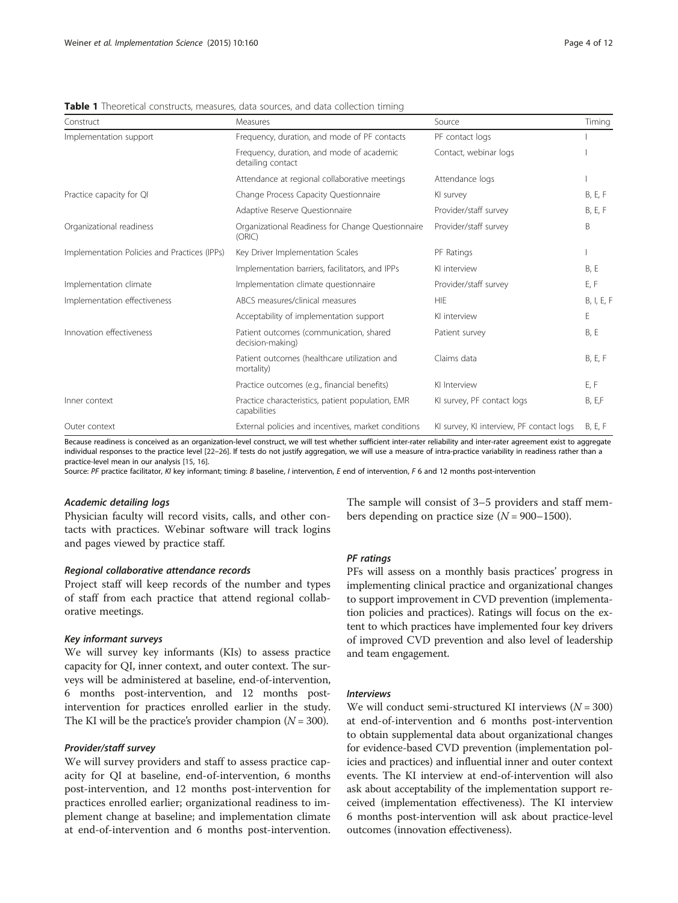**Table 1** Theoretical constructs, measures, data sources, and data collection timing

| Construct | Measures | Source | Timing |
|---|---|---|---|
| Implementation support | Frequency, duration, and mode of PF contacts | PF contact logs | I |
| | Frequency, duration, and mode of academic detailing contact | Contact, webinar logs | I |
| | Attendance at regional collaborative meetings | Attendance logs | I |
| Practice capacity for QI | Change Process Capacity Questionnaire | KI survey | B, E, F |
| | Adaptive Reserve Questionnaire | Provider/staff survey | B, E, F |
| Organizational readiness | Organizational Readiness for Change Questionnaire (ORIC) | Provider/staff survey | B |
| Implementation Policies and Practices (IPPs) | Key Driver Implementation Scales | PF Ratings | I |
| | Implementation barriers, facilitators, and IPPs | KI interview | B, E |
| Implementation climate | Implementation climate questionnaire | Provider/staff survey | E, F |
| Implementation effectiveness | ABCS measures/clinical measures | HIE | B, I, E, F |
| | Acceptability of implementation support | KI interview | E |
| Innovation effectiveness | Patient outcomes (communication, shared decision-making) | Patient survey | B, E |
| | Patient outcomes (healthcare utilization and mortality) | Claims data | B, E, F |
| | Practice outcomes (e.g., financial benefits) | KI Interview | E, F |
| Inner context | Practice characteristics, patient population, EMR capabilities | KI survey, PF contact logs | B, E,F |
| Outer context | External policies and incentives, market conditions | KI survey, KI interview, PF contact logs | B, E, F |

Because readiness is conceived as an organization-level construct, we will test whether sufficient inter-rater reliability and inter-rater agreement exist to aggregate individual responses to the practice level [22–26]. If tests do not justify aggregation, we will use a measure of intra-practice variability in readiness rather than a practice-level mean in our analysis [15, 16].

Source: *PF* practice facilitator, *KI* key informant; timing: *B* baseline, *I* intervention, *E* end of intervention, *F* 6 and 12 months post-intervention

#### *Academic detailing logs*

Physician faculty will record visits, calls, and other contacts with practices. Webinar software will track logins and pages viewed by practice staff.

#### *Regional collaborative attendance records*

Project staff will keep records of the number and types of staff from each practice that attend regional collaborative meetings.

#### *Key informant surveys*

We will survey key informants (KIs) to assess practice capacity for QI, inner context, and outer context. The surveys will be administered at baseline, end-of-intervention, 6 months post-intervention, and 12 months post-intervention for practices enrolled earlier in the study. The KI will be the practice's provider champion ($N = 300$).

#### *Provider/staff survey*

We will survey providers and staff to assess practice capacity for QI at baseline, end-of-intervention, 6 months post-intervention, and 12 months post-intervention for practices enrolled earlier; organizational readiness to implement change at baseline; and implementation climate at end-of-intervention and 6 months post-intervention. The sample will consist of 3–5 providers and staff members depending on practice size ($N = 900–1500$).

#### *PF ratings*

PFs will assess on a monthly basis practices' progress in implementing clinical practice and organizational changes to support improvement in CVD prevention (implementation policies and practices). Ratings will focus on the extent to which practices have implemented four key drivers of improved CVD prevention and also level of leadership and team engagement.

#### *Interviews*

We will conduct semi-structured KI interviews ($N = 300$) at end-of-intervention and 6 months post-intervention to obtain supplemental data about organizational changes for evidence-based CVD prevention (implementation policies and practices) and influential inner and outer context events. The KI interview at end-of-intervention will also ask about acceptability of the implementation support received (implementation effectiveness). The KI interview 6 months post-intervention will ask about practice-level outcomes (innovation effectiveness).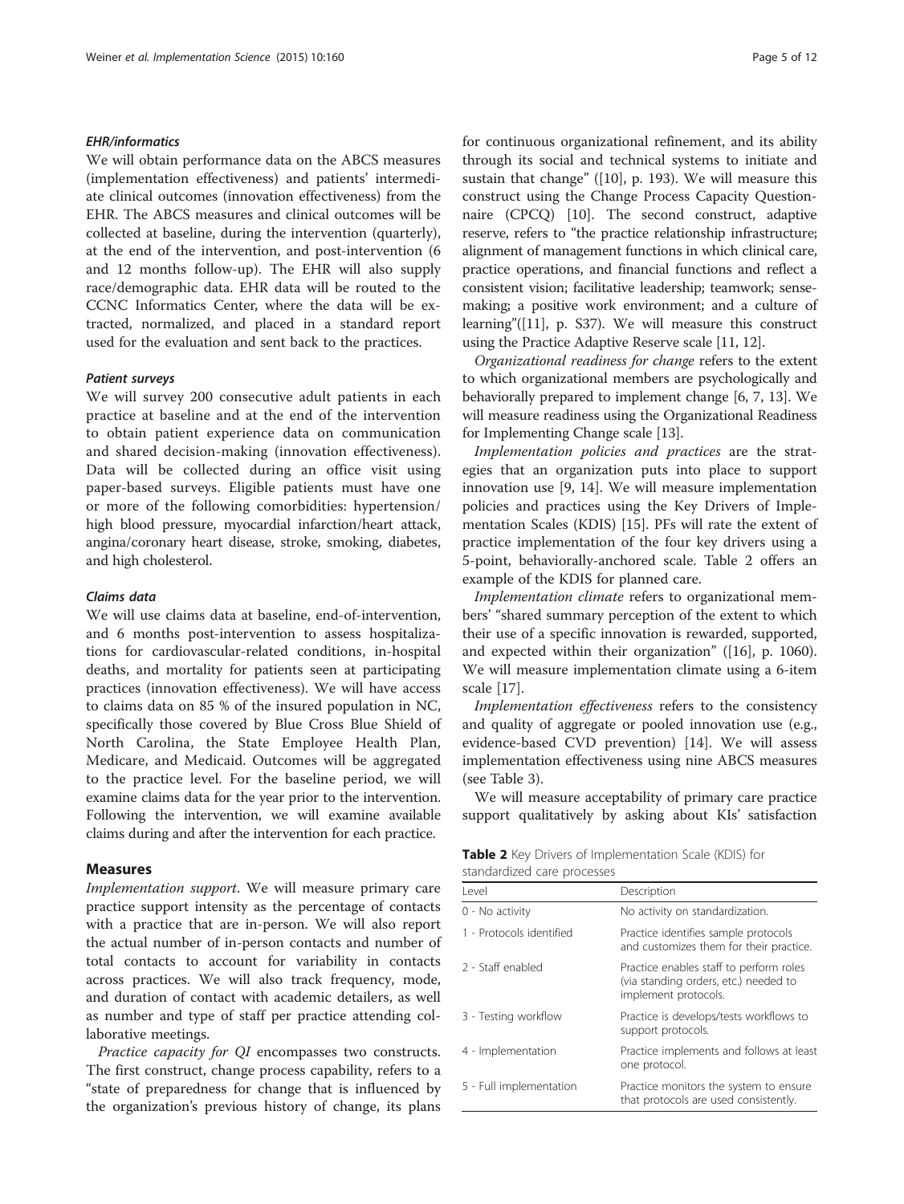#### EHR/informatics

We will obtain performance data on the ABCS measures (implementation effectiveness) and patients' intermediate clinical outcomes (innovation effectiveness) from the EHR. The ABCS measures and clinical outcomes will be collected at baseline, during the intervention (quarterly), at the end of the intervention, and post-intervention (6 and 12 months follow-up). The EHR will also supply race/demographic data. EHR data will be routed to the CCNC Informatics Center, where the data will be extracted, normalized, and placed in a standard report used for the evaluation and sent back to the practices.

#### Patient surveys

We will survey 200 consecutive adult patients in each practice at baseline and at the end of the intervention to obtain patient experience data on communication and shared decision-making (innovation effectiveness). Data will be collected during an office visit using paper-based surveys. Eligible patients must have one or more of the following comorbidities: hypertension/high blood pressure, myocardial infarction/heart attack, angina/coronary heart disease, stroke, smoking, diabetes, and high cholesterol.

#### Claims data

We will use claims data at baseline, end-of-intervention, and 6 months post-intervention to assess hospitalizations for cardiovascular-related conditions, in-hospital deaths, and mortality for patients seen at participating practices (innovation effectiveness). We will have access to claims data on 85 % of the insured population in NC, specifically those covered by Blue Cross Blue Shield of North Carolina, the State Employee Health Plan, Medicare, and Medicaid. Outcomes will be aggregated to the practice level. For the baseline period, we will examine claims data for the year prior to the intervention. Following the intervention, we will examine available claims during and after the intervention for each practice.

### Measures

*Implementation support*. We will measure primary care practice support intensity as the percentage of contacts with a practice that are in-person. We will also report the actual number of in-person contacts and number of total contacts to account for variability in contacts across practices. We will also track frequency, mode, and duration of contact with academic detailers, as well as number and type of staff per practice attending collaborative meetings.

*Practice capacity for QI* encompasses two constructs. The first construct, change process capability, refers to a "state of preparedness for change that is influenced by the organization's previous history of change, its plans for continuous organizational refinement, and its ability through its social and technical systems to initiate and sustain that change" ([10], p. 193). We will measure this construct using the Change Process Capacity Questionnaire (CPCQ) [10]. The second construct, adaptive reserve, refers to "the practice relationship infrastructure; alignment of management functions in which clinical care, practice operations, and financial functions and reflect a consistent vision; facilitative leadership; teamwork; sensemaking; a positive work environment; and a culture of learning"([11], p. S37). We will measure this construct using the Practice Adaptive Reserve scale [11, 12].

*Organizational readiness for change* refers to the extent to which organizational members are psychologically and behaviorally prepared to implement change [6, 7, 13]. We will measure readiness using the Organizational Readiness for Implementing Change scale [13].

*Implementation policies and practices* are the strategies that an organization puts into place to support innovation use [9, 14]. We will measure implementation policies and practices using the Key Drivers of Implementation Scales (KDIS) [15]. PFs will rate the extent of practice implementation of the four key drivers using a 5-point, behaviorally-anchored scale. Table 2 offers an example of the KDIS for planned care.

*Implementation climate* refers to organizational members' "shared summary perception of the extent to which their use of a specific innovation is rewarded, supported, and expected within their organization" ([16], p. 1060). We will measure implementation climate using a 6-item scale [17].

*Implementation effectiveness* refers to the consistency and quality of aggregate or pooled innovation use (e.g., evidence-based CVD prevention) [14]. We will assess implementation effectiveness using nine ABCS measures (see Table 3).

We will measure acceptability of primary care practice support qualitatively by asking about KIs' satisfaction

**Table 2** Key Drivers of Implementation Scale (KDIS) for standardized care processes

| Level | Description |
|---|---|
| 0 - No activity | No activity on standardization. |
| 1 - Protocols identified | Practice identifies sample protocols and customizes them for their practice. |
| 2 - Staff enabled | Practice enables staff to perform roles (via standing orders, etc.) needed to implement protocols. |
| 3 - Testing workflow | Practice is develops/tests workflows to support protocols. |
| 4 - Implementation | Practice implements and follows at least one protocol. |
| 5 - Full implementation | Practice monitors the system to ensure that protocols are used consistently. |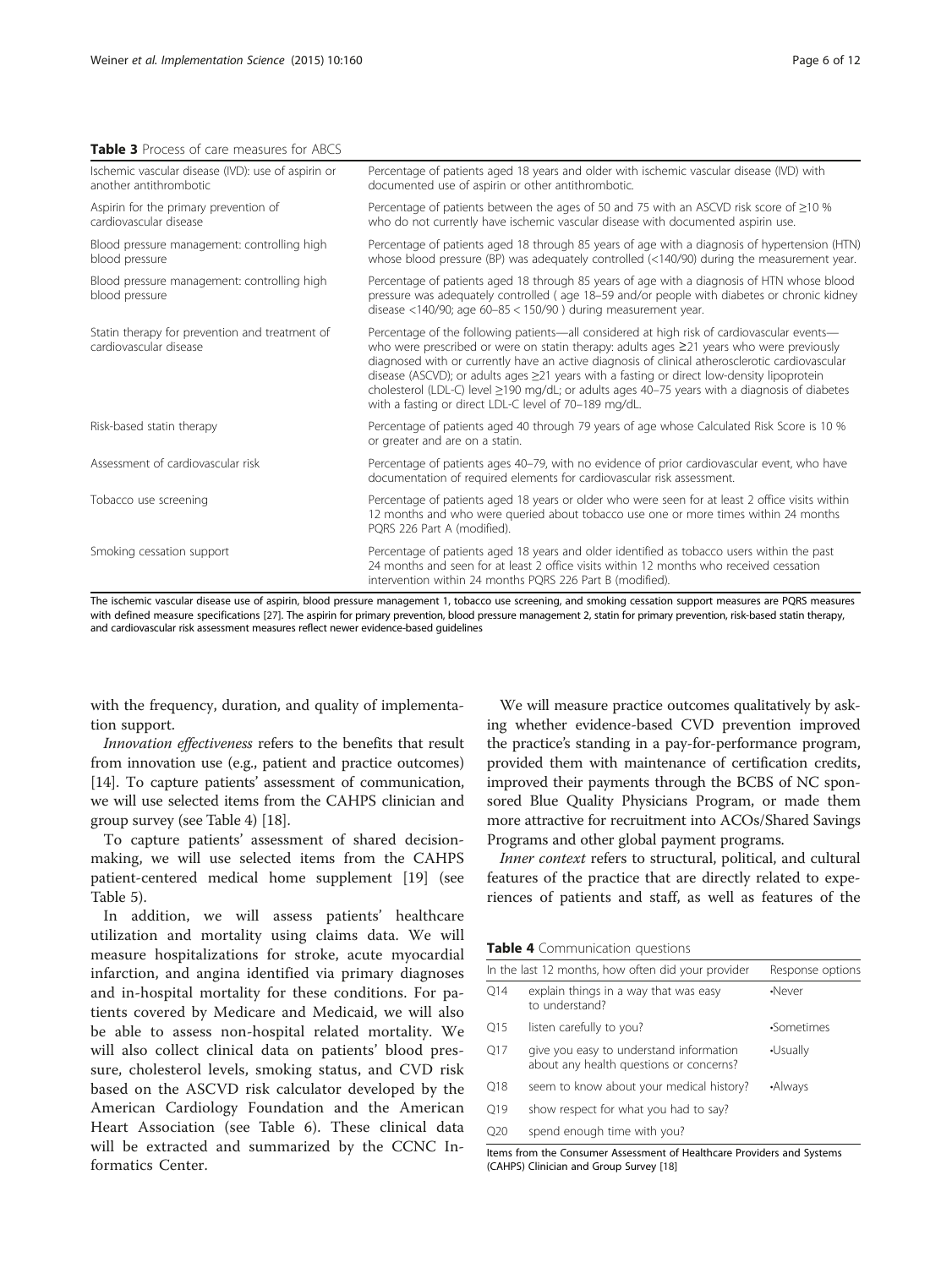**Table 3** Process of care measures for ABCS

| Measure | Description |
|---|---|
| Ischemic vascular disease (IVD): use of aspirin or another antithrombotic | Percentage of patients aged 18 years and older with ischemic vascular disease (IVD) with documented use of aspirin or other antithrombotic. |
| Aspirin for the primary prevention of cardiovascular disease | Percentage of patients between the ages of 50 and 75 with an ASCVD risk score of ≥10 % who do not currently have ischemic vascular disease with documented aspirin use. |
| Blood pressure management: controlling high blood pressure | Percentage of patients aged 18 through 85 years of age with a diagnosis of hypertension (HTN) whose blood pressure (BP) was adequately controlled (<140/90) during the measurement year. |
| Blood pressure management: controlling high blood pressure | Percentage of patients aged 18 through 85 years of age with a diagnosis of HTN whose blood pressure was adequately controlled ( age 18–59 and/or people with diabetes or chronic kidney disease <140/90; age 60–85 < 150/90 ) during measurement year. |
| Statin therapy for prevention and treatment of cardiovascular disease | Percentage of the following patients—all considered at high risk of cardiovascular events—who were prescribed or were on statin therapy: adults ages ≥21 years who were previously diagnosed with or currently have an active diagnosis of clinical atherosclerotic cardiovascular disease (ASCVD); or adults ages ≥21 years with a fasting or direct low-density lipoprotein cholesterol (LDL-C) level ≥190 mg/dL; or adults ages 40–75 years with a diagnosis of diabetes with a fasting or direct LDL-C level of 70–189 mg/dL. |
| Risk-based statin therapy | Percentage of patients aged 40 through 79 years of age whose Calculated Risk Score is 10 % or greater and are on a statin. |
| Assessment of cardiovascular risk | Percentage of patients ages 40–79, with no evidence of prior cardiovascular event, who have documentation of required elements for cardiovascular risk assessment. |
| Tobacco use screening | Percentage of patients aged 18 years or older who were seen for at least 2 office visits within 12 months and who were queried about tobacco use one or more times within 24 months PQRS 226 Part A (modified). |
| Smoking cessation support | Percentage of patients aged 18 years and older identified as tobacco users within the past 24 months and seen for at least 2 office visits within 12 months who received cessation intervention within 24 months PQRS 226 Part B (modified). |

The ischemic vascular disease use of aspirin, blood pressure management 1, tobacco use screening, and smoking cessation support measures are PQRS measures with defined measure specifications [27]. The aspirin for primary prevention, blood pressure management 2, statin for primary prevention, risk-based statin therapy, and cardiovascular risk assessment measures reflect newer evidence-based guidelines

with the frequency, duration, and quality of implementation support.

*Innovation effectiveness* refers to the benefits that result from innovation use (e.g., patient and practice outcomes) [14]. To capture patients' assessment of communication, we will use selected items from the CAHPS clinician and group survey (see Table 4) [18].

To capture patients' assessment of shared decision-making, we will use selected items from the CAHPS patient-centered medical home supplement [19] (see Table 5).

In addition, we will assess patients' healthcare utilization and mortality using claims data. We will measure hospitalizations for stroke, acute myocardial infarction, and angina identified via primary diagnoses and in-hospital mortality for these conditions. For patients covered by Medicare and Medicaid, we will also be able to assess non-hospital related mortality. We will also collect clinical data on patients' blood pressure, cholesterol levels, smoking status, and CVD risk based on the ASCVD risk calculator developed by the American Cardiology Foundation and the American Heart Association (see Table 6). These clinical data will be extracted and summarized by the CCNC Informatics Center.

We will measure practice outcomes qualitatively by asking whether evidence-based CVD prevention improved the practice's standing in a pay-for-performance program, provided them with maintenance of certification credits, improved their payments through the BCBS of NC sponsored Blue Quality Physicians Program, or made them more attractive for recruitment into ACOs/Shared Savings Programs and other global payment programs.

*Inner context* refers to structural, political, and cultural features of the practice that are directly related to experiences of patients and staff, as well as features of the

**Table 4** Communication questions

| In the last 12 months, how often did your provider | | Response options |
|---|---|---|
| Q14 | explain things in a way that was easy to understand? | •Never |
| Q15 | listen carefully to you? | •Sometimes |
| Q17 | give you easy to understand information about any health questions or concerns? | •Usually |
| Q18 | seem to know about your medical history? | •Always |
| Q19 | show respect for what you had to say? | |
| Q20 | spend enough time with you? | |

Items from the Consumer Assessment of Healthcare Providers and Systems (CAHPS) Clinician and Group Survey [18]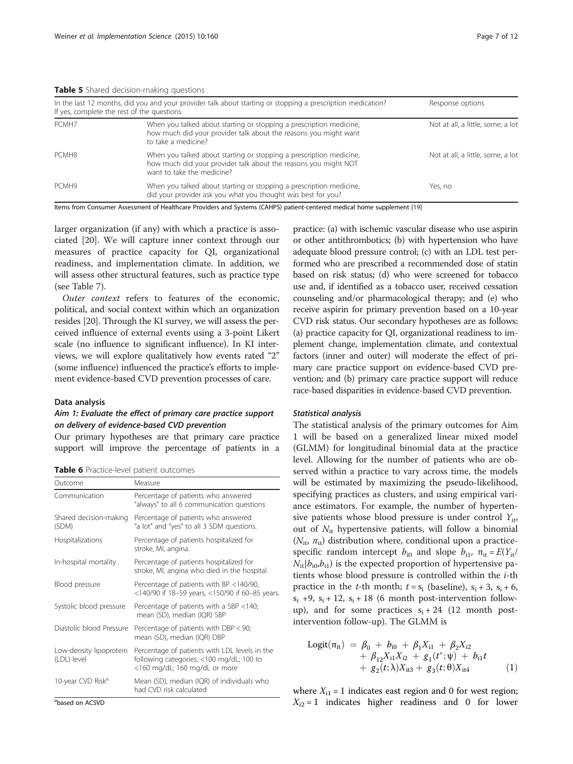**Table 5** Shared decision-making questions

| In the last 12 months, did you and your provider talk about starting or stopping a prescription medication? If yes, complete the rest of the questions. | | Response options |
|---|---|---|
| PCMH7 | When you talked about starting or stopping a prescription medicine, how much did your provider talk about the reasons you might want to take a medicine? | Not at all, a little, some, a lot |
| PCMH8 | When you talked about starting or stopping a prescription medicine, how much did your provider talk about the reasons you might NOT want to take the medicine? | Not at all, a little, some, a lot |
| PCMH9 | When you talked about starting or stopping a prescription medicine, did your provider ask you what you thought was best for you? | Yes, no |

Items from Consumer Assessment of Healthcare Providers and Systems (CAHPS) patient-centered medical home supplement [19]

larger organization (if any) with which a practice is associated [20]. We will capture inner context through our measures of practice capacity for QI, organizational readiness, and implementation climate. In addition, we will assess other structural features, such as practice type (see Table 7).

*Outer context* refers to features of the economic, political, and social context within which an organization resides [20]. Through the KI survey, we will assess the perceived influence of external events using a 3-point Likert scale (no influence to significant influence). In KI interviews, we will explore qualitatively how events rated "2" (some influence) influenced the practice's efforts to implement evidence-based CVD prevention processes of care.

#### Data analysis

##### Aim 1: Evaluate the effect of primary care practice support on delivery of evidence-based CVD prevention

Our primary hypotheses are that primary care practice support will improve the percentage of patients in a practice: (a) with ischemic vascular disease who use aspirin or other antithrombotics; (b) with hypertension who have adequate blood pressure control; (c) with an LDL test performed who are prescribed a recommended dose of statin based on risk status; (d) who were screened for tobacco use and, if identified as a tobacco user, received cessation counseling and/or pharmacological therapy; and (e) who receive aspirin for primary prevention based on a 10-year CVD risk status. Our secondary hypotheses are as follows: (a) practice capacity for QI, organizational readiness to implement change, implementation climate, and contextual factors (inner and outer) will moderate the effect of primary care practice support on evidence-based CVD prevention; and (b) primary care practice support will reduce race-based disparities in evidence-based CVD prevention.

**Table 6** Practice-level patient outcomes

| Outcome | Measure |
|---|---|
| Communication | Percentage of patients who answered "always" to all 6 communication questions |
| Shared decision-making (SDM) | Percentage of patients who answered "a lot" and "yes" to all 3 SDM questions. |
| Hospitalizations | Percentage of patients hospitalized for stroke, MI, angina. |
| In-hospital mortality | Percentage of patients hospitalized for stroke, MI, angina who died in the hospital. |
| Blood pressure | Percentage of patients with BP <140/90, <140/90 if 18–59 years, <150/90 if 60–85 years. |
| Systolic blood pressure | Percentage of patients with a SBP <140; mean (SD), median (IQR) SBP |
| Diastolic blood Pressure | Percentage of patients with DBP < 90; mean (SD), median (IQR) DBP |
| Low-density lipoprotein (LDL) level | Percentage of patients with LDL levels in the following categories: <100 mg/dL; 100 to <160 mg/dL; 160 mg/dL or more |
| 10-year CVD Risk[a] | Mean (SD), median (IQR) of individuals who had CVD risk calculated |

[a]based on ACSVD

##### Statistical analysis

The statistical analysis of the primary outcomes for Aim 1 will be based on a generalized linear mixed model (GLMM) for longitudinal binomial data at the practice level. Allowing for the number of patients who are observed within a practice to vary across time, the models will be estimated by maximizing the pseudo-likelihood, specifying practices as clusters, and using empirical variance estimators. For example, the number of hypertensive patients whose blood pressure is under control $Y_{it}$, out of $N_{it}$ hypertensive patients, will follow a binomial ($N_{it}$, $\pi_{it}$) distribution where, conditional upon a practice-specific random intercept $b_{i0}$ and slope $b_{i1}$, $\pi_{it} = E(Y_{it}/N_{it}|b_{i0},b_{i1})$ is the expected proportion of hypertensive patients whose blood pressure is controlled within the $i$-th practice in the $t$-th month; $t = s_i$ (baseline), $s_i + 3$, $s_i + 6$, $s_i + 9$, $s_i + 12$, $s_i + 18$ (6 month post-intervention follow-up), and for some practices $s_i + 24$ (12 month post-intervention follow-up). The GLMM is

$$\begin{aligned}\text{Logit}(\pi_{it}) \; = \; & \beta_0 + b_{i0} + \beta_1 X_{i1} + \beta_2 X_{i2} \\ & + \beta_{12} X_{i1} X_{i2} + g_1(t^*;\psi) + b_{i1} t \\ & + g_2(t;\lambda) X_{it3} + g_3(t;\theta) X_{it4} \end{aligned} \tag{1}$$

where $X_{i1} = 1$ indicates east region and 0 for west region; $X_{i2} = 1$ indicates higher readiness and 0 for lower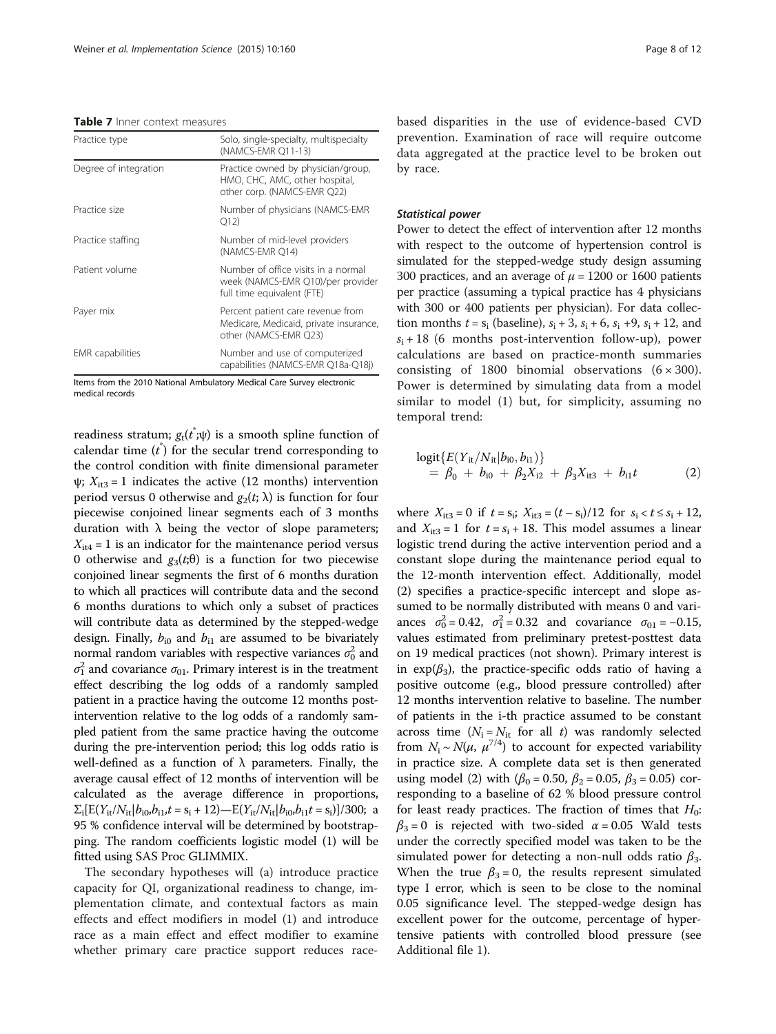**Table 7** Inner context measures

| Practice type | Solo, single-specialty, multispecialty (NAMCS-EMR Q11-13) |
|---|---|
| Degree of integration | Practice owned by physician/group, HMO, CHC, AMC, other hospital, other corp. (NAMCS-EMR Q22) |
| Practice size | Number of physicians (NAMCS-EMR Q12) |
| Practice staffing | Number of mid-level providers (NAMCS-EMR Q14) |
| Patient volume | Number of office visits in a normal week (NAMCS-EMR Q10)/per provider full time equivalent (FTE) |
| Payer mix | Percent patient care revenue from Medicare, Medicaid, private insurance, other (NAMCS-EMR Q23) |
| EMR capabilities | Number and use of computerized capabilities (NAMCS-EMR Q18a-Q18j) |

Items from the 2010 National Ambulatory Medical Care Survey electronic medical records

readiness stratum; $g_1(t^*;\psi)$ is a smooth spline function of calendar time ($t^*$) for the secular trend corresponding to the control condition with finite dimensional parameter $\psi$; $X_{it3} = 1$ indicates the active (12 months) intervention period versus 0 otherwise and $g_2(t;\lambda)$ is function for four piecewise conjoined linear segments each of 3 months duration with $\lambda$ being the vector of slope parameters; $X_{it4} = 1$ is an indicator for the maintenance period versus 0 otherwise and $g_3(t;\theta)$ is a function for two piecewise conjoined linear segments the first of 6 months duration to which all practices will contribute data and the second 6 months durations to which only a subset of practices will contribute data as determined by the stepped-wedge design. Finally, $b_{i0}$ and $b_{i1}$ are assumed to be bivariately normal random variables with respective variances $\sigma_0^2$ and $\sigma_1^2$ and covariance $\sigma_{01}$. Primary interest is in the treatment effect describing the log odds of a randomly sampled patient in a practice having the outcome 12 months post-intervention relative to the log odds of a randomly sampled patient from the same practice having the outcome during the pre-intervention period; this log odds ratio is well-defined as a function of $\lambda$ parameters. Finally, the average causal effect of 12 months of intervention will be calculated as the average difference in proportions, $\Sigma_i[E(Y_{it}/N_{it}|b_{i0},b_{i1},t = s_i + 12)—E(Y_{it}/N_{it}|b_{i0},b_{i1}t = s_i)]/300$; a 95 % confidence interval will be determined by bootstrapping. The random coefficients logistic model (1) will be fitted using SAS Proc GLIMMIX.

The secondary hypotheses will (a) introduce practice capacity for QI, organizational readiness to change, implementation climate, and contextual factors as main effects and effect modifiers in model (1) and introduce race as a main effect and effect modifier to examine whether primary care practice support reduces race-based disparities in the use of evidence-based CVD prevention. Examination of race will require outcome data aggregated at the practice level to be broken out by race.

### Statistical power

Power to detect the effect of intervention after 12 months with respect to the outcome of hypertension control is simulated for the stepped-wedge study design assuming 300 practices, and an average of $\mu = 1200$ or 1600 patients per practice (assuming a typical practice has 4 physicians with 300 or 400 patients per physician). For data collection months $t = s_i$ (baseline), $s_i + 3$, $s_i + 6$, $s_i + 9$, $s_i + 12$, and $s_i + 18$ (6 months post-intervention follow-up), power calculations are based on practice-month summaries consisting of 1800 binomial observations ($6 \times 300$). Power is determined by simulating data from a model similar to model (1) but, for simplicity, assuming no temporal trend:

$$\begin{aligned}\text{logit}\{E(Y_{it}/N_{it}|b_{i0}, b_{i1})\} \\ = \beta_0 + b_{i0} + \beta_2 X_{i2} + \beta_3 X_{it3} + b_{i1} t \qquad (2)\end{aligned}$$

where $X_{it3} = 0$ if $t = s_i$; $X_{it3} = (t - s_i)/12$ for $s_i < t \leq s_i + 12$, and $X_{it3} = 1$ for $t = s_i + 18$. This model assumes a linear logistic trend during the active intervention period and a constant slope during the maintenance period equal to the 12-month intervention effect. Additionally, model (2) specifies a practice-specific intercept and slope assumed to be normally distributed with means 0 and variances $\sigma_0^2 = 0.42$, $\sigma_1^2 = 0.32$ and covariance $\sigma_{01} = -0.15$, values estimated from preliminary pretest-posttest data on 19 medical practices (not shown). Primary interest is in $\exp(\beta_3)$, the practice-specific odds ratio of having a positive outcome (e.g., blood pressure controlled) after 12 months intervention relative to baseline. The number of patients in the i-th practice assumed to be constant across time ($N_i = N_{it}$ for all $t$) was randomly selected from $N_i \sim N(\mu, \mu^{7/4})$ to account for expected variability in practice size. A complete data set is then generated using model (2) with ($\beta_0 = 0.50$, $\beta_2 = 0.05$, $\beta_3 = 0.05$) corresponding to a baseline of 62 % blood pressure control for least ready practices. The fraction of times that $H_0$: $\beta_3 = 0$ is rejected with two-sided $\alpha = 0.05$ Wald tests under the correctly specified model was taken to be the simulated power for detecting a non-null odds ratio $\beta_3$. When the true $\beta_3 = 0$, the results represent simulated type I error, which is seen to be close to the nominal 0.05 significance level. The stepped-wedge design has excellent power for the outcome, percentage of hypertensive patients with controlled blood pressure (see Additional file 1).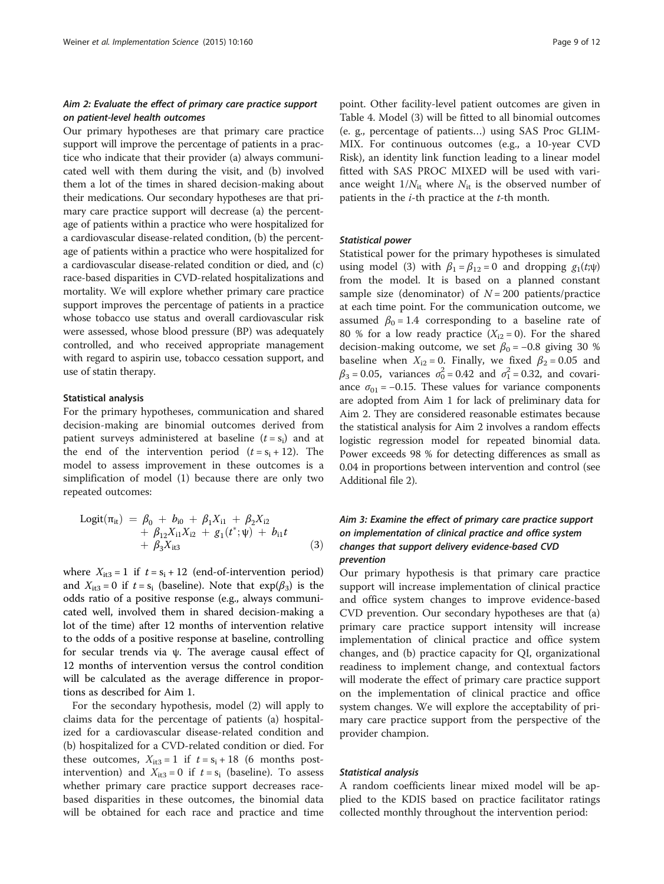### *Aim 2: Evaluate the effect of primary care practice support on patient-level health outcomes*

Our primary hypotheses are that primary care practice support will improve the percentage of patients in a practice who indicate that their provider (a) always communicated well with them during the visit, and (b) involved them a lot of the times in shared decision-making about their medications. Our secondary hypotheses are that primary care practice support will decrease (a) the percentage of patients within a practice who were hospitalized for a cardiovascular disease-related condition, (b) the percentage of patients within a practice who were hospitalized for a cardiovascular disease-related condition or died, and (c) race-based disparities in CVD-related hospitalizations and mortality. We will explore whether primary care practice support improves the percentage of patients in a practice whose tobacco use status and overall cardiovascular risk were assessed, whose blood pressure (BP) was adequately controlled, and who received appropriate management with regard to aspirin use, tobacco cessation support, and use of statin therapy.

#### Statistical analysis

For the primary hypotheses, communication and shared decision-making are binomial outcomes derived from patient surveys administered at baseline ($t = s_i$) and at the end of the intervention period ($t = s_i + 12$). The model to assess improvement in these outcomes is a simplification of model (1) because there are only two repeated outcomes:

$$\begin{aligned}\text{Logit}(\pi_{it}) \;=\; & \beta_0 + b_{i0} + \beta_1 X_{i1} + \beta_2 X_{i2} \\ & + \beta_{12} X_{i1} X_{i2} + g_1(t^*; \psi) + b_{i1} t \\ & + \beta_3 X_{it3} \end{aligned} \tag{3}$$

where $X_{it3} = 1$ if $t = s_i + 12$ (end-of-intervention period) and $X_{it3} = 0$ if $t = s_i$ (baseline). Note that $\exp(\beta_3)$ is the odds ratio of a positive response (e.g., always communicated well, involved them in shared decision-making a lot of the time) after 12 months of intervention relative to the odds of a positive response at baseline, controlling for secular trends via ψ. The average causal effect of 12 months of intervention versus the control condition will be calculated as the average difference in proportions as described for Aim 1.

For the secondary hypothesis, model (2) will apply to claims data for the percentage of patients (a) hospitalized for a cardiovascular disease-related condition and (b) hospitalized for a CVD-related condition or died. For these outcomes, $X_{it3} = 1$ if $t = s_i + 18$ (6 months post-intervention) and $X_{it3} = 0$ if $t = s_i$ (baseline). To assess whether primary care practice support decreases race-based disparities in these outcomes, the binomial data will be obtained for each race and practice and time point. Other facility-level patient outcomes are given in Table 4. Model (3) will be fitted to all binomial outcomes (e. g., percentage of patients…) using SAS Proc GLIMMIX. For continuous outcomes (e.g., a 10-year CVD Risk), an identity link function leading to a linear model fitted with SAS PROC MIXED will be used with variance weight $1/N_{it}$ where $N_{it}$ is the observed number of patients in the $i$-th practice at the $t$-th month.

#### *Statistical power*

Statistical power for the primary hypotheses is simulated using model (3) with $\beta_1 = \beta_{12} = 0$ and dropping $g_1(t;\psi)$ from the model. It is based on a planned constant sample size (denominator) of $N = 200$ patients/practice at each time point. For the communication outcome, we assumed $\beta_0 = 1.4$ corresponding to a baseline rate of 80 % for a low ready practice ($X_{i2} = 0$). For the shared decision-making outcome, we set $\beta_0 = -0.8$ giving 30 % baseline when $X_{i2} = 0$. Finally, we fixed $\beta_2 = 0.05$ and $\beta_3 = 0.05$, variances $\sigma_0^2 = 0.42$ and $\sigma_1^2 = 0.32$, and covariance $\sigma_{01} = -0.15$. These values for variance components are adopted from Aim 1 for lack of preliminary data for Aim 2. They are considered reasonable estimates because the statistical analysis for Aim 2 involves a random effects logistic regression model for repeated binomial data. Power exceeds 98 % for detecting differences as small as 0.04 in proportions between intervention and control (see Additional file 2).

### *Aim 3: Examine the effect of primary care practice support on implementation of clinical practice and office system changes that support delivery evidence-based CVD prevention*

Our primary hypothesis is that primary care practice support will increase implementation of clinical practice and office system changes to improve evidence-based CVD prevention. Our secondary hypotheses are that (a) primary care practice support intensity will increase implementation of clinical practice and office system changes, and (b) practice capacity for QI, organizational readiness to implement change, and contextual factors will moderate the effect of primary care practice support on the implementation of clinical practice and office system changes. We will explore the acceptability of primary care practice support from the perspective of the provider champion.

#### *Statistical analysis*

A random coefficients linear mixed model will be applied to the KDIS based on practice facilitator ratings collected monthly throughout the intervention period: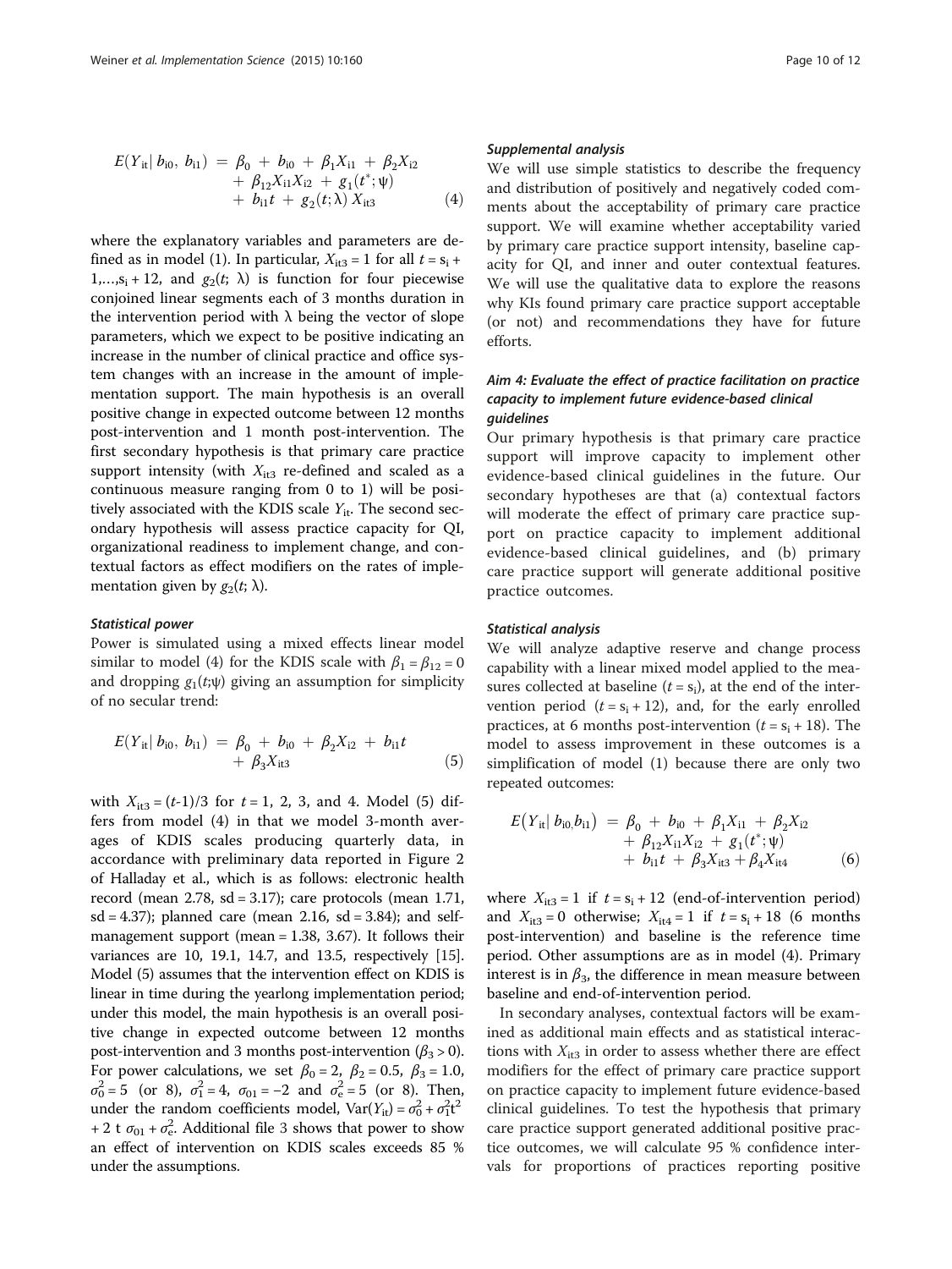$$E(Y_{it}|\, b_{i0},\, b_{i1}) \;=\; \beta_0 \;+\; b_{i0} \;+\; \beta_1 X_{i1} \;+\; \beta_2 X_{i2} \;+\; \beta_{12} X_{i1} X_{i2} \;+\; g_1(t^*;\psi) \;+\; b_{i1} t \;+\; g_2(t;\lambda)\, X_{it3} \tag{4}$$

where the explanatory variables and parameters are defined as in model (1). In particular, $X_{it3} = 1$ for all $t = s_i + 1,\ldots,s_i + 12$, and $g_2(t;\lambda)$ is function for four piecewise conjoined linear segments each of 3 months duration in the intervention period with λ being the vector of slope parameters, which we expect to be positive indicating an increase in the number of clinical practice and office system changes with an increase in the amount of implementation support. The main hypothesis is an overall positive change in expected outcome between 12 months post-intervention and 1 month post-intervention. The first secondary hypothesis is that primary care practice support intensity (with $X_{it3}$ re-defined and scaled as a continuous measure ranging from 0 to 1) will be positively associated with the KDIS scale $Y_{it}$. The second secondary hypothesis will assess practice capacity for QI, organizational readiness to implement change, and contextual factors as effect modifiers on the rates of implementation given by $g_2(t;\lambda)$.

#### Statistical power

Power is simulated using a mixed effects linear model similar to model (4) for the KDIS scale with $\beta_1 = \beta_{12} = 0$ and dropping $g_1(t;\psi)$ giving an assumption for simplicity of no secular trend:

$$E(Y_{it}|\, b_{i0},\, b_{i1}) \;=\; \beta_0 \;+\; b_{i0} \;+\; \beta_2 X_{i2} \;+\; b_{i1} t \;+\; \beta_3 X_{it3} \tag{5}$$

with $X_{it3} = (t\text{-}1)/3$ for $t = 1, 2, 3$, and 4. Model (5) differs from model (4) in that we model 3-month averages of KDIS scales producing quarterly data, in accordance with preliminary data reported in Figure 2 of Halladay et al., which is as follows: electronic health record (mean 2.78, sd = 3.17); care protocols (mean 1.71, sd = 4.37); planned care (mean 2.16, sd = 3.84); and self-management support (mean = 1.38, 3.67). It follows their variances are 10, 19.1, 14.7, and 13.5, respectively [15]. Model (5) assumes that the intervention effect on KDIS is linear in time during the yearlong implementation period; under this model, the main hypothesis is an overall positive change in expected outcome between 12 months post-intervention and 3 months post-intervention ($\beta_3 > 0$). For power calculations, we set $\beta_0 = 2$, $\beta_2 = 0.5$, $\beta_3 = 1.0$, $\sigma_0^2 = 5$ (or 8), $\sigma_1^2 = 4$, $\sigma_{01} = -2$ and $\sigma_e^2 = 5$ (or 8). Then, under the random coefficients model, $\mathrm{Var}(Y_{it}) = \sigma_0^2 + \sigma_1^2 t^2 + 2\,t\,\sigma_{01} + \sigma_e^2$. Additional file 3 shows that power to show an effect of intervention on KDIS scales exceeds 85 % under the assumptions.

#### Supplemental analysis

We will use simple statistics to describe the frequency and distribution of positively and negatively coded comments about the acceptability of primary care practice support. We will examine whether acceptability varied by primary care practice support intensity, baseline capacity for QI, and inner and outer contextual features. We will use the qualitative data to explore the reasons why KIs found primary care practice support acceptable (or not) and recommendations they have for future efforts.

### Aim 4: Evaluate the effect of practice facilitation on practice capacity to implement future evidence-based clinical guidelines

Our primary hypothesis is that primary care practice support will improve capacity to implement other evidence-based clinical guidelines in the future. Our secondary hypotheses are that (a) contextual factors will moderate the effect of primary care practice support on practice capacity to implement additional evidence-based clinical guidelines, and (b) primary care practice support will generate additional positive practice outcomes.

#### Statistical analysis

We will analyze adaptive reserve and change process capability with a linear mixed model applied to the measures collected at baseline ($t = s_i$), at the end of the intervention period ($t = s_i + 12$), and, for the early enrolled practices, at 6 months post-intervention ($t = s_i + 18$). The model to assess improvement in these outcomes is a simplification of model (1) because there are only two repeated outcomes:

$$E\big(Y_{it}|\, b_{i0,}b_{i1}\big) \;=\; \beta_0 \;+\; b_{i0} \;+\; \beta_1 X_{i1} \;+\; \beta_2 X_{i2} \;+\; \beta_{12} X_{i1} X_{i2} \;+\; g_1(t^*;\psi) \;+\; b_{i1} t \;+\; \beta_3 X_{it3} + \beta_4 X_{it4} \tag{6}$$

where $X_{it3} = 1$ if $t = s_i + 12$ (end-of-intervention period) and $X_{it3} = 0$ otherwise; $X_{it4} = 1$ if $t = s_i + 18$ (6 months post-intervention) and baseline is the reference time period. Other assumptions are as in model (4). Primary interest is in $\beta_3$, the difference in mean measure between baseline and end-of-intervention period.

In secondary analyses, contextual factors will be examined as additional main effects and as statistical interactions with $X_{it3}$ in order to assess whether there are effect modifiers for the effect of primary care practice support on practice capacity to implement future evidence-based clinical guidelines. To test the hypothesis that primary care practice support generated additional positive practice outcomes, we will calculate 95 % confidence intervals for proportions of practices reporting positive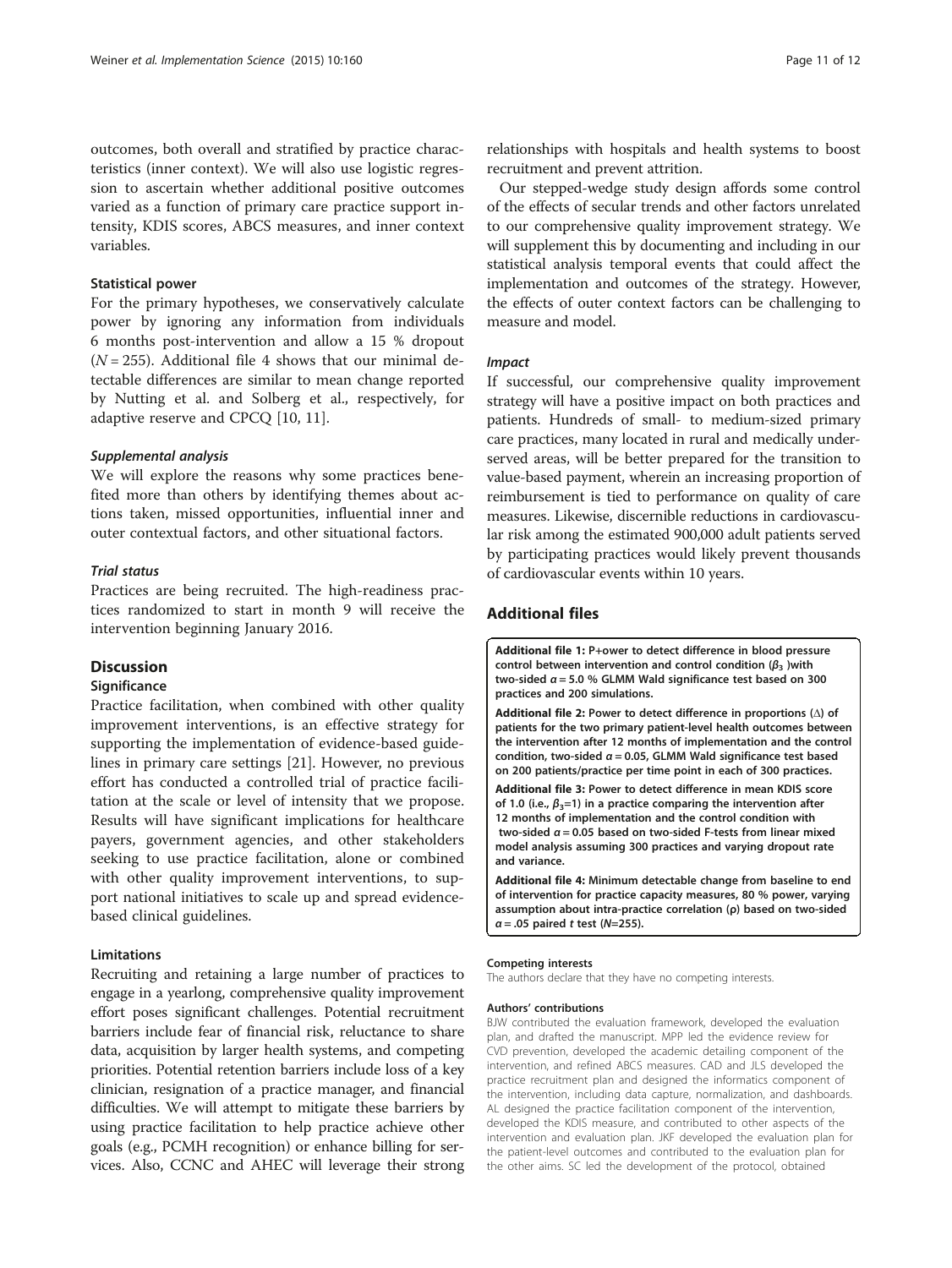outcomes, both overall and stratified by practice characteristics (inner context). We will also use logistic regression to ascertain whether additional positive outcomes varied as a function of primary care practice support intensity, KDIS scores, ABCS measures, and inner context variables.

#### Statistical power

For the primary hypotheses, we conservatively calculate power by ignoring any information from individuals 6 months post-intervention and allow a 15 % dropout ($N = 255$). Additional file 4 shows that our minimal detectable differences are similar to mean change reported by Nutting et al. and Solberg et al., respectively, for adaptive reserve and CPCQ [10, 11].

#### *Supplemental analysis*

We will explore the reasons why some practices benefited more than others by identifying themes about actions taken, missed opportunities, influential inner and outer contextual factors, and other situational factors.

#### *Trial status*

Practices are being recruited. The high-readiness practices randomized to start in month 9 will receive the intervention beginning January 2016.

## Discussion

### Significance

Practice facilitation, when combined with other quality improvement interventions, is an effective strategy for supporting the implementation of evidence-based guidelines in primary care settings [21]. However, no previous effort has conducted a controlled trial of practice facilitation at the scale or level of intensity that we propose. Results will have significant implications for healthcare payers, government agencies, and other stakeholders seeking to use practice facilitation, alone or combined with other quality improvement interventions, to support national initiatives to scale up and spread evidence-based clinical guidelines.

### Limitations

Recruiting and retaining a large number of practices to engage in a yearlong, comprehensive quality improvement effort poses significant challenges. Potential recruitment barriers include fear of financial risk, reluctance to share data, acquisition by larger health systems, and competing priorities. Potential retention barriers include loss of a key clinician, resignation of a practice manager, and financial difficulties. We will attempt to mitigate these barriers by using practice facilitation to help practice achieve other goals (e.g., PCMH recognition) or enhance billing for services. Also, CCNC and AHEC will leverage their strong relationships with hospitals and health systems to boost recruitment and prevent attrition.

Our stepped-wedge study design affords some control of the effects of secular trends and other factors unrelated to our comprehensive quality improvement strategy. We will supplement this by documenting and including in our statistical analysis temporal events that could affect the implementation and outcomes of the strategy. However, the effects of outer context factors can be challenging to measure and model.

#### *Impact*

If successful, our comprehensive quality improvement strategy will have a positive impact on both practices and patients. Hundreds of small- to medium-sized primary care practices, many located in rural and medically underserved areas, will be better prepared for the transition to value-based payment, wherein an increasing proportion of reimbursement is tied to performance on quality of care measures. Likewise, discernible reductions in cardiovascular risk among the estimated 900,000 adult patients served by participating practices would likely prevent thousands of cardiovascular events within 10 years.

## Additional files

**Additional file 1: P+ower to detect difference in blood pressure control between intervention and control condition ($\beta_3$ )with two-sided $\alpha = 5.0$ % GLMM Wald significance test based on 300 practices and 200 simulations.**

**Additional file 2: Power to detect difference in proportions ($\Delta$) of patients for the two primary patient-level health outcomes between the intervention after 12 months of implementation and the control condition, two-sided $\alpha = 0.05$, GLMM Wald significance test based on 200 patients/practice per time point in each of 300 practices.**

**Additional file 3: Power to detect difference in mean KDIS score of 1.0 (i.e., $\beta_3$=1) in a practice comparing the intervention after 12 months of implementation and the control condition with two-sided $\alpha = 0.05$ based on two-sided F-tests from linear mixed model analysis assuming 300 practices and varying dropout rate and variance.**

**Additional file 4: Minimum detectable change from baseline to end of intervention for practice capacity measures, 80 % power, varying assumption about intra-practice correlation ($\rho$) based on two-sided $\alpha = .05$ paired *t* test ($N$=255).**

#### Competing interests

The authors declare that they have no competing interests.

#### Authors' contributions

BJW contributed the evaluation framework, developed the evaluation plan, and drafted the manuscript. MPP led the evidence review for CVD prevention, developed the academic detailing component of the intervention, and refined ABCS measures. CAD and JLS developed the practice recruitment plan and designed the informatics component of the intervention, including data capture, normalization, and dashboards. AL designed the practice facilitation component of the intervention, developed the KDIS measure, and contributed to other aspects of the intervention and evaluation plan. JKF developed the evaluation plan for the patient-level outcomes and contributed to the evaluation plan for the other aims. SC led the development of the protocol, obtained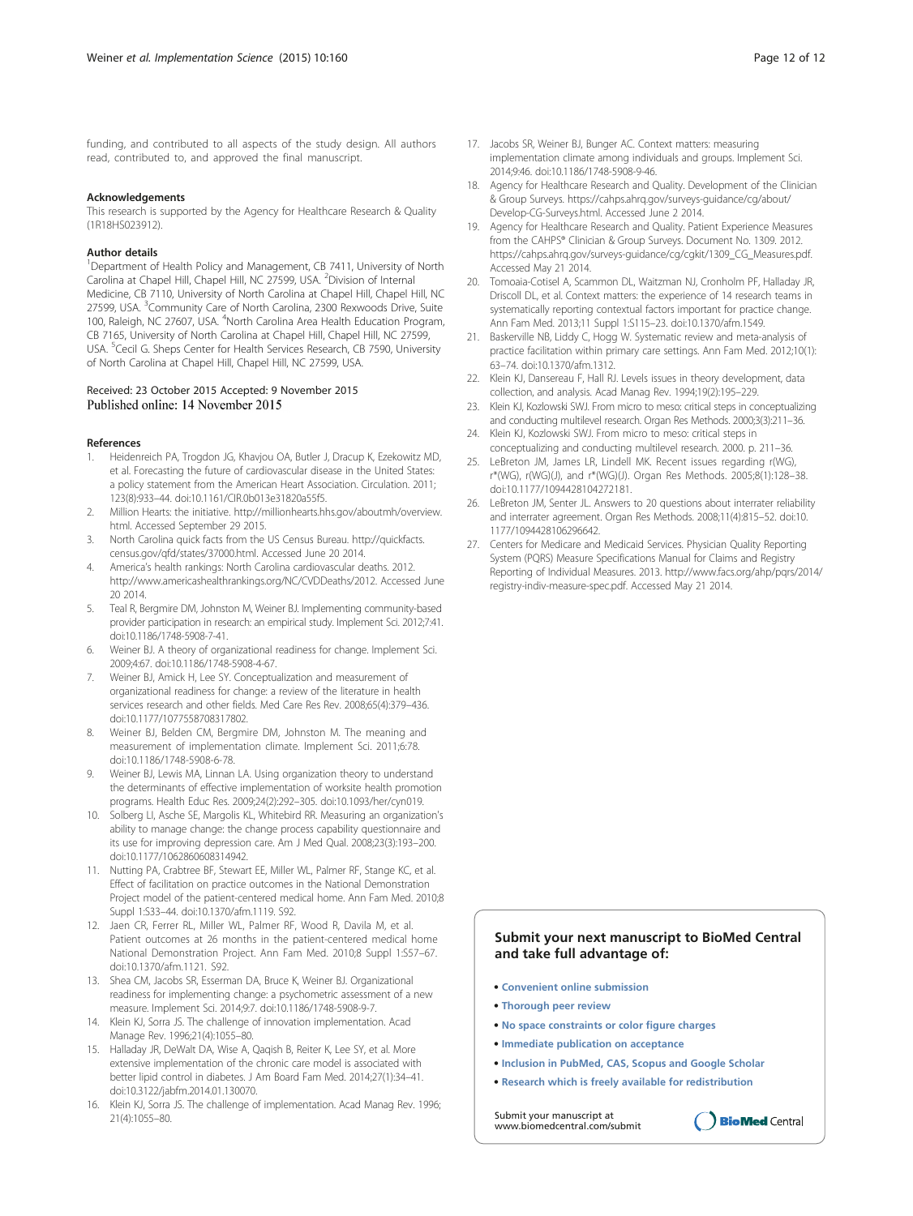funding, and contributed to all aspects of the study design. All authors read, contributed to, and approved the final manuscript.

#### Acknowledgements

This research is supported by the Agency for Healthcare Research & Quality (1R18HS023912).

#### Author details

[1]Department of Health Policy and Management, CB 7411, University of North Carolina at Chapel Hill, Chapel Hill, NC 27599, USA. [2]Division of Internal Medicine, CB 7110, University of North Carolina at Chapel Hill, Chapel Hill, NC 27599, USA. [3]Community Care of North Carolina, 2300 Rexwoods Drive, Suite 100, Raleigh, NC 27607, USA. [4]North Carolina Area Health Education Program, CB 7165, University of North Carolina at Chapel Hill, Chapel Hill, NC 27599, USA. [5]Cecil G. Sheps Center for Health Services Research, CB 7590, University of North Carolina at Chapel Hill, Chapel Hill, NC 27599, USA.

Received: 23 October 2015 Accepted: 9 November 2015
Published online: 14 November 2015

#### References

1. Heidenreich PA, Trogdon JG, Khavjou OA, Butler J, Dracup K, Ezekowitz MD, et al. Forecasting the future of cardiovascular disease in the United States: a policy statement from the American Heart Association. Circulation. 2011; 123(8):933–44. doi:10.1161/CIR.0b013e31820a55f5.
2. Million Hearts: the initiative. http://millionhearts.hhs.gov/aboutmh/overview.html. Accessed September 29 2015.
3. North Carolina quick facts from the US Census Bureau. http://quickfacts.census.gov/qfd/states/37000.html. Accessed June 20 2014.
4. America's health rankings: North Carolina cardiovascular deaths. 2012. http://www.americashealthrankings.org/NC/CVDDeaths/2012. Accessed June 20 2014.
5. Teal R, Bergmire DM, Johnston M, Weiner BJ. Implementing community-based provider participation in research: an empirical study. Implement Sci. 2012;7:41. doi:10.1186/1748-5908-7-41.
6. Weiner BJ. A theory of organizational readiness for change. Implement Sci. 2009;4:67. doi:10.1186/1748-5908-4-67.
7. Weiner BJ, Amick H, Lee SY. Conceptualization and measurement of organizational readiness for change: a review of the literature in health services research and other fields. Med Care Res Rev. 2008;65(4):379–436. doi:10.1177/1077558708317802.
8. Weiner BJ, Belden CM, Bergmire DM, Johnston M. The meaning and measurement of implementation climate. Implement Sci. 2011;6:78. doi:10.1186/1748-5908-6-78.
9. Weiner BJ, Lewis MA, Linnan LA. Using organization theory to understand the determinants of effective implementation of worksite health promotion programs. Health Educ Res. 2009;24(2):292–305. doi:10.1093/her/cyn019.
10. Solberg LI, Asche SE, Margolis KL, Whitebird RR. Measuring an organization's ability to manage change: the change process capability questionnaire and its use for improving depression care. Am J Med Qual. 2008;23(3):193–200. doi:10.1177/1062860608314942.
11. Nutting PA, Crabtree BF, Stewart EE, Miller WL, Palmer RF, Stange KC, et al. Effect of facilitation on practice outcomes in the National Demonstration Project model of the patient-centered medical home. Ann Fam Med. 2010;8 Suppl 1:S33–44. doi:10.1370/afm.1119. S92.
12. Jaen CR, Ferrer RL, Miller WL, Palmer RF, Wood R, Davila M, et al. Patient outcomes at 26 months in the patient-centered medical home National Demonstration Project. Ann Fam Med. 2010;8 Suppl 1:S57–67. doi:10.1370/afm.1121. S92.
13. Shea CM, Jacobs SR, Esserman DA, Bruce K, Weiner BJ. Organizational readiness for implementing change: a psychometric assessment of a new measure. Implement Sci. 2014;9:7. doi:10.1186/1748-5908-9-7.
14. Klein KJ, Sorra JS. The challenge of innovation implementation. Acad Manage Rev. 1996;21(4):1055–80.
15. Halladay JR, DeWalt DA, Wise A, Qaqish B, Reiter K, Lee SY, et al. More extensive implementation of the chronic care model is associated with better lipid control in diabetes. J Am Board Fam Med. 2014;27(1):34–41. doi:10.3122/jabfm.2014.01.130070.
16. Klein KJ, Sorra JS. The challenge of implementation. Acad Manag Rev. 1996; 21(4):1055–80.
17. Jacobs SR, Weiner BJ, Bunger AC. Context matters: measuring implementation climate among individuals and groups. Implement Sci. 2014;9:46. doi:10.1186/1748-5908-9-46.
18. Agency for Healthcare Research and Quality. Development of the Clinician & Group Surveys. https://cahps.ahrq.gov/surveys-guidance/cg/about/Develop-CG-Surveys.html. Accessed June 2 2014.
19. Agency for Healthcare Research and Quality. Patient Experience Measures from the CAHPS® Clinician & Group Surveys. Document No. 1309. 2012. https://cahps.ahrq.gov/surveys-guidance/cg/cgkit/1309_CG_Measures.pdf. Accessed May 21 2014.
20. Tomoaia-Cotisel A, Scammon DL, Waitzman NJ, Cronholm PF, Halladay JR, Driscoll DL, et al. Context matters: the experience of 14 research teams in systematically reporting contextual factors important for practice change. Ann Fam Med. 2013;11 Suppl 1:S115–23. doi:10.1370/afm.1549.
21. Baskerville NB, Liddy C, Hogg W. Systematic review and meta-analysis of practice facilitation within primary care settings. Ann Fam Med. 2012;10(1): 63–74. doi:10.1370/afm.1312.
22. Klein KJ, Dansereau F, Hall RJ. Levels issues in theory development, data collection, and analysis. Acad Manag Rev. 1994;19(2):195–229.
23. Klein KJ, Kozlowski SWJ. From micro to meso: critical steps in conceptualizing and conducting multilevel research. Organ Res Methods. 2000;3(3):211–36.
24. Klein KJ, Kozlowski SWJ. From micro to meso: critical steps in conceptualizing and conducting multilevel research. 2000. p. 211–36.
25. LeBreton JM, James LR, Lindell MK. Recent issues regarding r(WG), r*(WG), r(WG)(J), and r*(WG)(J). Organ Res Methods. 2005;8(1):128–38. doi:10.1177/1094428104272181.
26. LeBreton JM, Senter JL. Answers to 20 questions about interrater reliability and interrater agreement. Organ Res Methods. 2008;11(4):815–52. doi:10.1177/1094428106296642.
27. Centers for Medicare and Medicaid Services. Physician Quality Reporting System (PQRS) Measure Specifications Manual for Claims and Registry Reporting of Individual Measures. 2013. http://www.facs.org/ahp/pqrs/2014/registry-indiv-measure-spec.pdf. Accessed May 21 2014.

**Submit your next manuscript to BioMed Central and take full advantage of:**

- Convenient online submission
- Thorough peer review
- No space constraints or color figure charges
- Immediate publication on acceptance
- Inclusion in PubMed, CAS, Scopus and Google Scholar
- Research which is freely available for redistribution

Submit your manuscript at www.biomedcentral.com/submit

BioMed Central